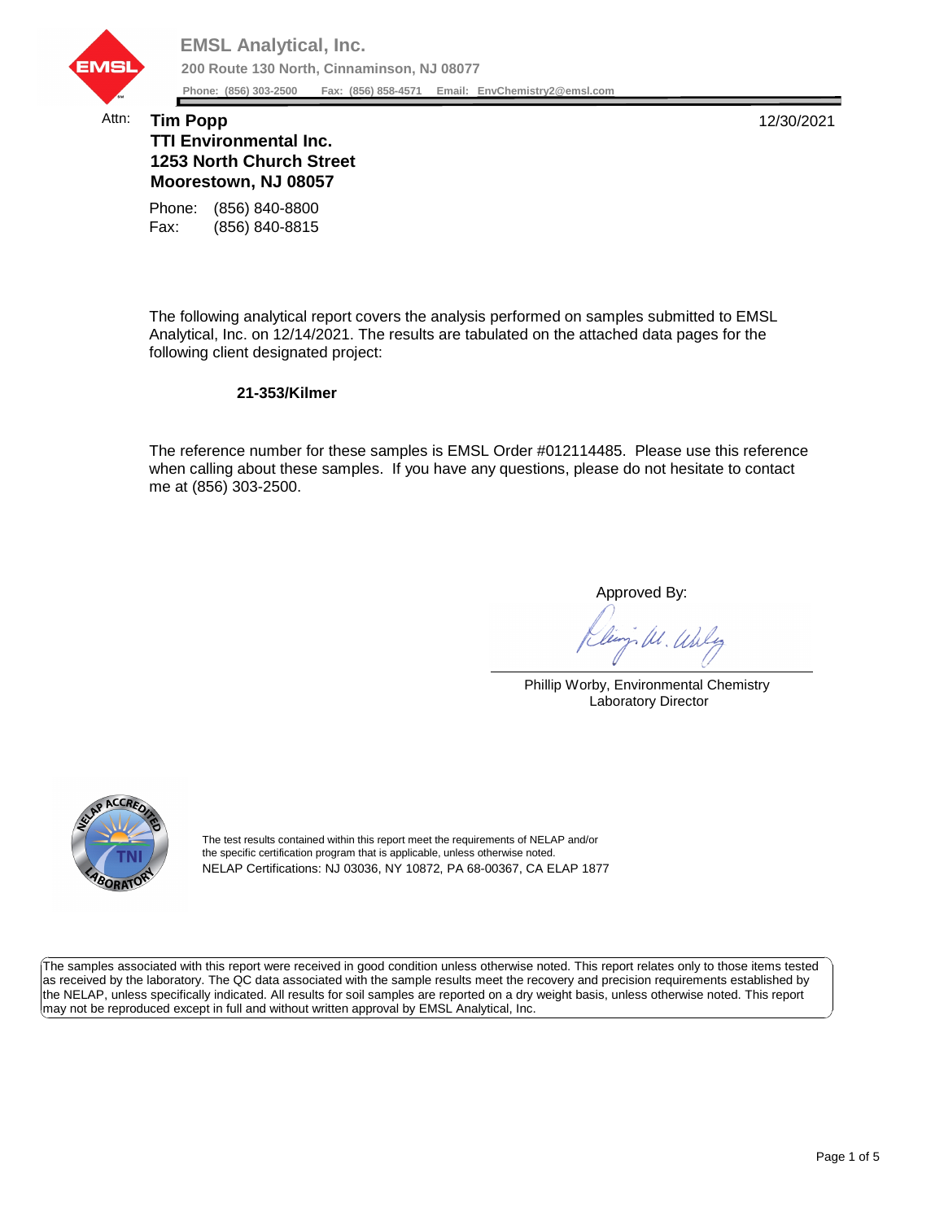**EMSL Analytical, Inc.**

**200 Route 130 North, Cinnaminson, NJ 08077**

**Phone: (856) 303-2500 Fax: (856) 858-4571 Email: EnvChemistry2@emsl.com**

Attn: **Tim Popp**
**TTI Environmental Inc.**
**1253 North Church Street**
**Moorestown, NJ 08057**

12/30/2021

Phone: (856) 840-8800
Fax: (856) 840-8815

The following analytical report covers the analysis performed on samples submitted to EMSL Analytical, Inc. on 12/14/2021. The results are tabulated on the attached data pages for the following client designated project:

**21-353/Kilmer**

The reference number for these samples is EMSL Order #012114485. Please use this reference when calling about these samples. If you have any questions, please do not hesitate to contact me at (856) 303-2500.

Approved By:

Phillip Worby, Environmental Chemistry Laboratory Director

The test results contained within this report meet the requirements of NELAP and/or the specific certification program that is applicable, unless otherwise noted.
NELAP Certifications: NJ 03036, NY 10872, PA 68-00367, CA ELAP 1877

The samples associated with this report were received in good condition unless otherwise noted. This report relates only to those items tested as received by the laboratory. The QC data associated with the sample results meet the recovery and precision requirements established by the NELAP, unless specifically indicated. All results for soil samples are reported on a dry weight basis, unless otherwise noted. This report may not be reproduced except in full and without written approval by EMSL Analytical, Inc.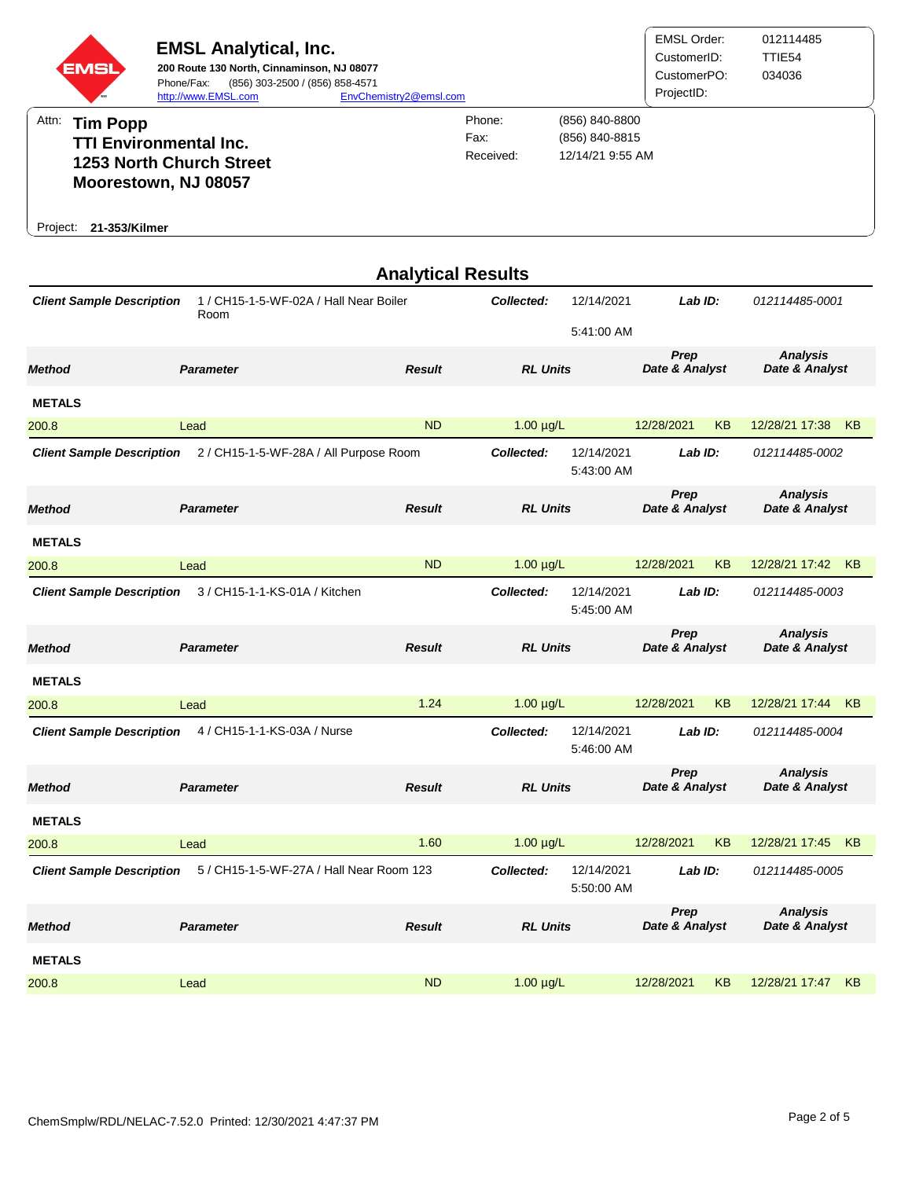**EMSL Analytical, Inc.**
**200 Route 130 North, Cinnaminson, NJ 08077**
Phone/Fax: (856) 303-2500 / (856) 858-4571
http://www.EMSL.com EnvChemistry2@emsl.com

| | |
|---|---|
| EMSL Order: | 012114485 |
| CustomerID: | TTIE54 |
| CustomerPO: | 034036 |
| ProjectID: | |

Attn: **Tim Popp**
**TTI Environmental Inc.**
**1253 North Church Street**
**Moorestown, NJ 08057**

Phone: (856) 840-8800
Fax: (856) 840-8815
Received: 12/14/21 9:55 AM

Project: **21-353/Kilmer**

## Analytical Results

**Client Sample Description** 1 / CH15-1-5-WF-02A / Hall Near Boiler Room
**Collected:** 12/14/2021 5:41:00 AM **Lab ID:** 012114485-0001

| Method | Parameter | Result | RL Units | Prep Date & Analyst | | Analysis Date & Analyst | |
|---|---|---|---|---|---|---|---|
| **METALS** | | | | | | | |
| 200.8 | Lead | ND | 1.00 µg/L | 12/28/2021 | KB | 12/28/21 17:38 | KB |

**Client Sample Description** 2 / CH15-1-5-WF-28A / All Purpose Room
**Collected:** 12/14/2021 5:43:00 AM **Lab ID:** 012114485-0002

| Method | Parameter | Result | RL Units | Prep Date & Analyst | | Analysis Date & Analyst | |
|---|---|---|---|---|---|---|---|
| **METALS** | | | | | | | |
| 200.8 | Lead | ND | 1.00 µg/L | 12/28/2021 | KB | 12/28/21 17:42 | KB |

**Client Sample Description** 3 / CH15-1-1-KS-01A / Kitchen
**Collected:** 12/14/2021 5:45:00 AM **Lab ID:** 012114485-0003

| Method | Parameter | Result | RL Units | Prep Date & Analyst | | Analysis Date & Analyst | |
|---|---|---|---|---|---|---|---|
| **METALS** | | | | | | | |
| 200.8 | Lead | 1.24 | 1.00 µg/L | 12/28/2021 | KB | 12/28/21 17:44 | KB |

**Client Sample Description** 4 / CH15-1-1-KS-03A / Nurse
**Collected:** 12/14/2021 5:46:00 AM **Lab ID:** 012114485-0004

| Method | Parameter | Result | RL Units | Prep Date & Analyst | | Analysis Date & Analyst | |
|---|---|---|---|---|---|---|---|
| **METALS** | | | | | | | |
| 200.8 | Lead | 1.60 | 1.00 µg/L | 12/28/2021 | KB | 12/28/21 17:45 | KB |

**Client Sample Description** 5 / CH15-1-5-WF-27A / Hall Near Room 123
**Collected:** 12/14/2021 5:50:00 AM **Lab ID:** 012114485-0005

| Method | Parameter | Result | RL Units | Prep Date & Analyst | | Analysis Date & Analyst | |
|---|---|---|---|---|---|---|---|
| **METALS** | | | | | | | |
| 200.8 | Lead | ND | 1.00 µg/L | 12/28/2021 | KB | 12/28/21 17:47 | KB |

ChemSmplw/RDL/NELAC-7.52.0 Printed: 12/30/2021 4:47:37 PM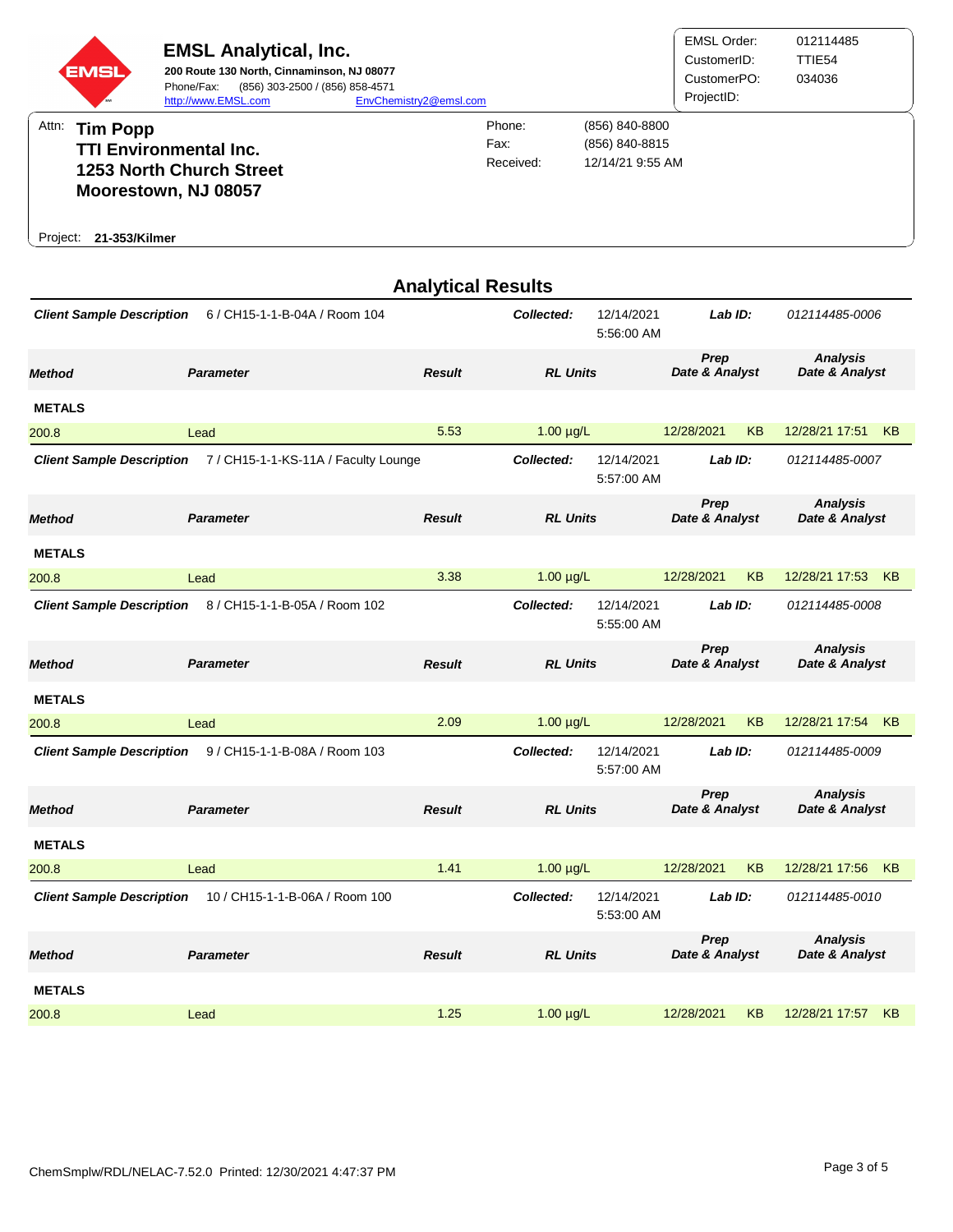**EMSL Analytical, Inc.**
**200 Route 130 North, Cinnaminson, NJ 08077**
Phone/Fax: (856) 303-2500 / (856) 858-4571
http://www.EMSL.com EnvChemistry2@emsl.com

| | |
|---|---|
| EMSL Order: | 012114485 |
| CustomerID: | TTIE54 |
| CustomerPO: | 034036 |
| ProjectID: | |

Attn: **Tim Popp**
**TTI Environmental Inc.**
**1253 North Church Street**
**Moorestown, NJ 08057**

| | |
|---|---|
| Phone: | (856) 840-8800 |
| Fax: | (856) 840-8815 |
| Received: | 12/14/21 9:55 AM |

Project: **21-353/Kilmer**

## Analytical Results

***Client Sample Description*** 6 / CH15-1-1-B-04A / Room 104 — ***Collected:*** 12/14/2021 5:56:00 AM — ***Lab ID:*** *012114485-0006*

| Method | Parameter | Result | RL Units | Prep Date & Analyst | | Analysis Date & Analyst | |
|---|---|---|---|---|---|---|---|
| **METALS** | | | | | | | |
| 200.8 | Lead | 5.53 | 1.00 µg/L | 12/28/2021 | KB | 12/28/21 17:51 | KB |

***Client Sample Description*** 7 / CH15-1-1-KS-11A / Faculty Lounge — ***Collected:*** 12/14/2021 5:57:00 AM — ***Lab ID:*** *012114485-0007*

| Method | Parameter | Result | RL Units | Prep Date & Analyst | | Analysis Date & Analyst | |
|---|---|---|---|---|---|---|---|
| **METALS** | | | | | | | |
| 200.8 | Lead | 3.38 | 1.00 µg/L | 12/28/2021 | KB | 12/28/21 17:53 | KB |

***Client Sample Description*** 8 / CH15-1-1-B-05A / Room 102 — ***Collected:*** 12/14/2021 5:55:00 AM — ***Lab ID:*** *012114485-0008*

| Method | Parameter | Result | RL Units | Prep Date & Analyst | | Analysis Date & Analyst | |
|---|---|---|---|---|---|---|---|
| **METALS** | | | | | | | |
| 200.8 | Lead | 2.09 | 1.00 µg/L | 12/28/2021 | KB | 12/28/21 17:54 | KB |

***Client Sample Description*** 9 / CH15-1-1-B-08A / Room 103 — ***Collected:*** 12/14/2021 5:57:00 AM — ***Lab ID:*** *012114485-0009*

| Method | Parameter | Result | RL Units | Prep Date & Analyst | | Analysis Date & Analyst | |
|---|---|---|---|---|---|---|---|
| **METALS** | | | | | | | |
| 200.8 | Lead | 1.41 | 1.00 µg/L | 12/28/2021 | KB | 12/28/21 17:56 | KB |

***Client Sample Description*** 10 / CH15-1-1-B-06A / Room 100 — ***Collected:*** 12/14/2021 5:53:00 AM — ***Lab ID:*** *012114485-0010*

| Method | Parameter | Result | RL Units | Prep Date & Analyst | | Analysis Date & Analyst | |
|---|---|---|---|---|---|---|---|
| **METALS** | | | | | | | |
| 200.8 | Lead | 1.25 | 1.00 µg/L | 12/28/2021 | KB | 12/28/21 17:57 | KB |

ChemSmplw/RDL/NELAC-7.52.0 Printed: 12/30/2021 4:47:37 PM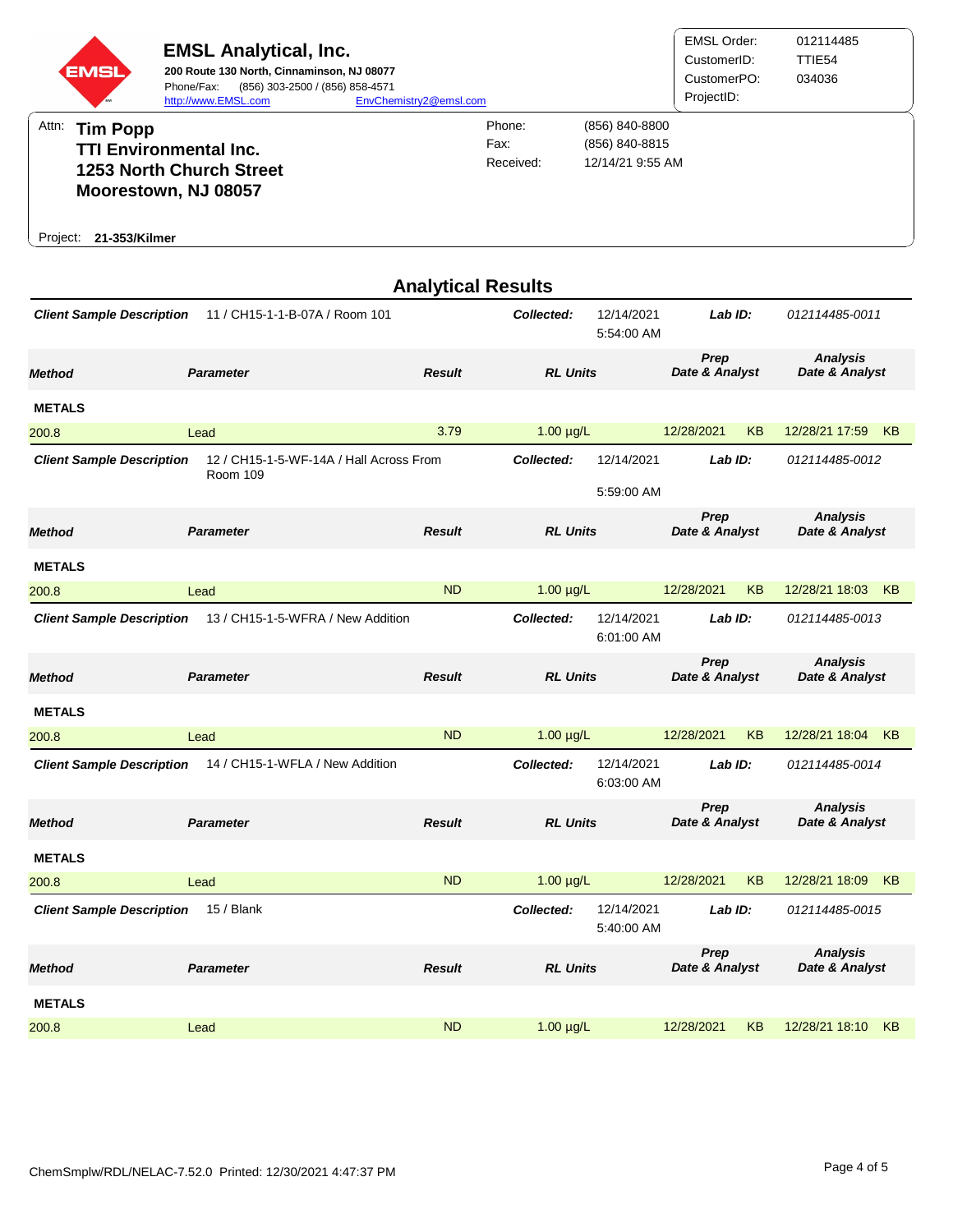**EMSL Analytical, Inc.**
**200 Route 130 North, Cinnaminson, NJ 08077**
Phone/Fax: (856) 303-2500 / (856) 858-4571
http://www.EMSL.com EnvChemistry2@emsl.com

EMSL Order: 012114485
CustomerID: TTIE54
CustomerPO: 034036
ProjectID:

Attn: **Tim Popp**
**TTI Environmental Inc.**
**1253 North Church Street**
**Moorestown, NJ 08057**

Phone: (856) 840-8800
Fax: (856) 840-8815
Received: 12/14/21 9:55 AM

Project: **21-353/Kilmer**

## Analytical Results

**Client Sample Description** 11 / CH15-1-1-B-07A / Room 101 — **Collected:** 12/14/2021 5:54:00 AM — **Lab ID:** 012114485-0011

| Method | Parameter | Result | RL Units | Prep Date & Analyst | | Analysis Date & Analyst | |
|---|---|---|---|---|---|---|---|
| **METALS** | | | | | | | |
| 200.8 | Lead | 3.79 | 1.00 µg/L | 12/28/2021 | KB | 12/28/21 17:59 | KB |

**Client Sample Description** 12 / CH15-1-5-WF-14A / Hall Across From Room 109 — **Collected:** 12/14/2021 5:59:00 AM — **Lab ID:** 012114485-0012

| Method | Parameter | Result | RL Units | Prep Date & Analyst | | Analysis Date & Analyst | |
|---|---|---|---|---|---|---|---|
| **METALS** | | | | | | | |
| 200.8 | Lead | ND | 1.00 µg/L | 12/28/2021 | KB | 12/28/21 18:03 | KB |

**Client Sample Description** 13 / CH15-1-5-WFRA / New Addition — **Collected:** 12/14/2021 6:01:00 AM — **Lab ID:** 012114485-0013

| Method | Parameter | Result | RL Units | Prep Date & Analyst | | Analysis Date & Analyst | |
|---|---|---|---|---|---|---|---|
| **METALS** | | | | | | | |
| 200.8 | Lead | ND | 1.00 µg/L | 12/28/2021 | KB | 12/28/21 18:04 | KB |

**Client Sample Description** 14 / CH15-1-WFLA / New Addition — **Collected:** 12/14/2021 6:03:00 AM — **Lab ID:** 012114485-0014

| Method | Parameter | Result | RL Units | Prep Date & Analyst | | Analysis Date & Analyst | |
|---|---|---|---|---|---|---|---|
| **METALS** | | | | | | | |
| 200.8 | Lead | ND | 1.00 µg/L | 12/28/2021 | KB | 12/28/21 18:09 | KB |

**Client Sample Description** 15 / Blank — **Collected:** 12/14/2021 5:40:00 AM — **Lab ID:** 012114485-0015

| Method | Parameter | Result | RL Units | Prep Date & Analyst | | Analysis Date & Analyst | |
|---|---|---|---|---|---|---|---|
| **METALS** | | | | | | | |
| 200.8 | Lead | ND | 1.00 µg/L | 12/28/2021 | KB | 12/28/21 18:10 | KB |

ChemSmplw/RDL/NELAC-7.52.0 Printed: 12/30/2021 4:47:37 PM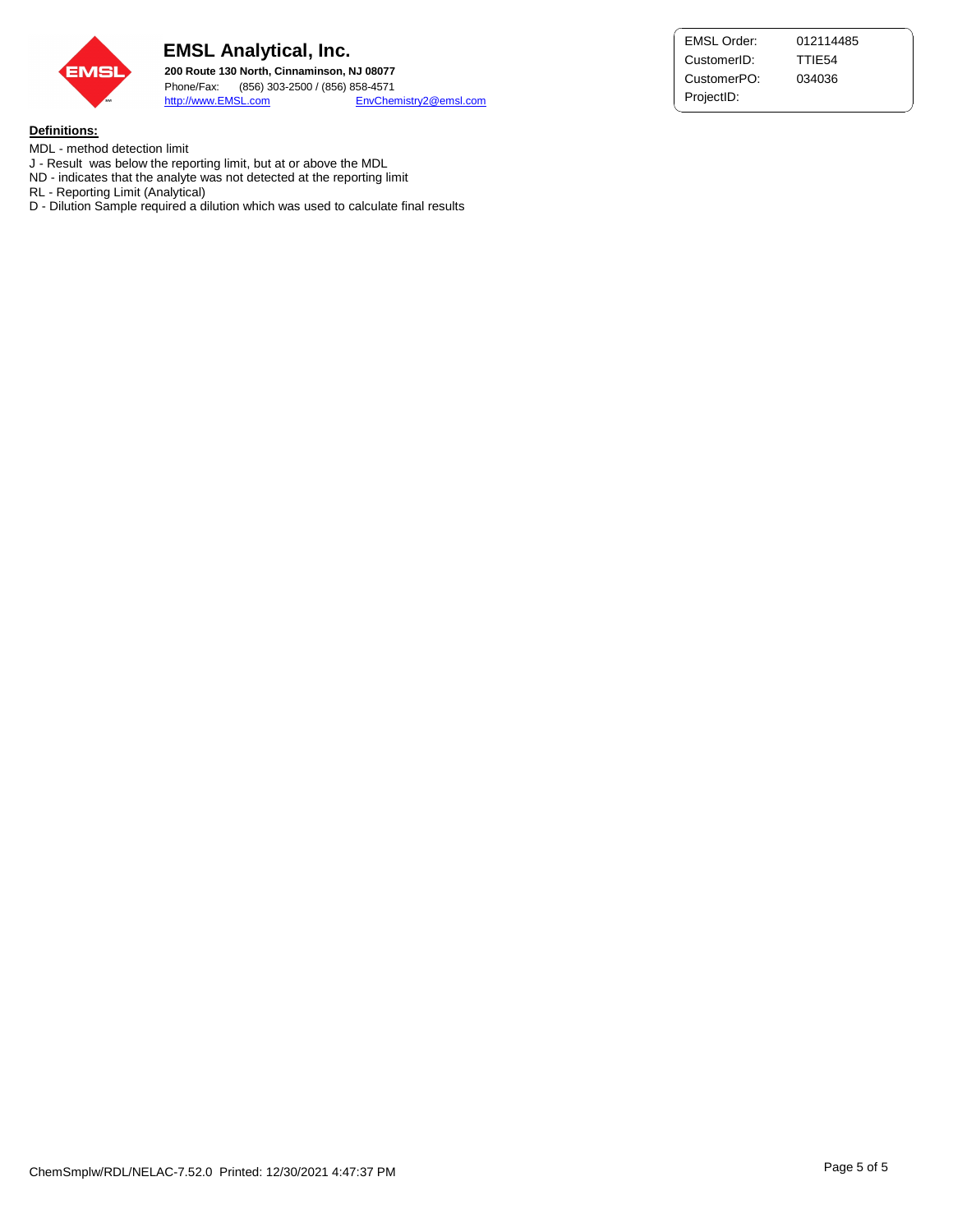**EMSL Analytical, Inc.**

**200 Route 130 North, Cinnaminson, NJ 08077**
Phone/Fax: (856) 303-2500 / (856) 858-4571
http://www.EMSL.com EnvChemistry2@emsl.com

| | |
|---|---|
| EMSL Order: | 012114485 |
| CustomerID: | TTIE54 |
| CustomerPO: | 034036 |
| ProjectID: | |

**Definitions:**

MDL - method detection limit
J - Result was below the reporting limit, but at or above the MDL
ND - indicates that the analyte was not detected at the reporting limit
RL - Reporting Limit (Analytical)
D - Dilution Sample required a dilution which was used to calculate final results

ChemSmplw/RDL/NELAC-7.52.0 Printed: 12/30/2021 4:47:37 PM